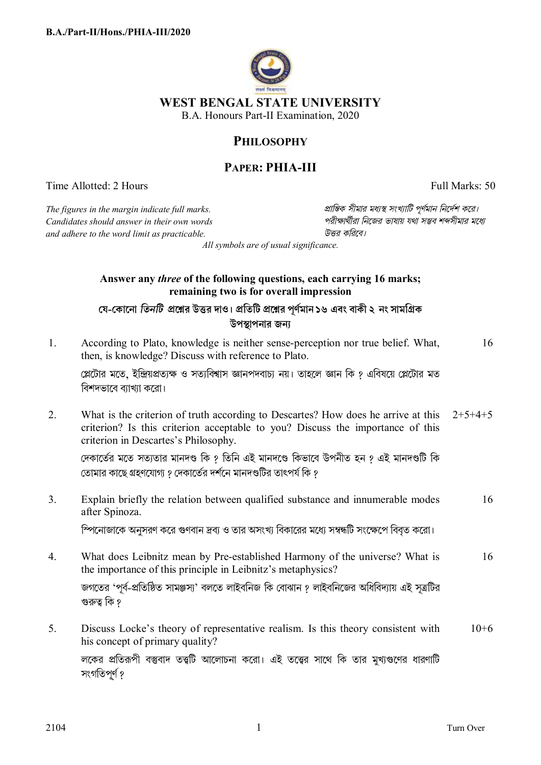**B.A./Part-II/Hons./PHIA-III/2020**

# WEST BENGAL STATE UNIVERSITY

B.A. Honours Part-II Examination, 2020

## PHILOSOPHY

## PAPER: PHIA-III

Time Allotted: 2 Hours | Full Marks: 50

*The figures in the margin indicate full marks. Candidates should answer in their own words and adhere to the word limit as practicable.*

*প্রান্তিক সীমার মধ্যস্থ সংখ্যাটি পূর্ণমান নির্দেশ করে। পরীক্ষার্থীরা নিজের ভাষায় যথা সম্ভব শব্দসীমার মধ্যে উত্তর করিবে।*

*All symbols are of usual significance.*

**Answer any *three* of the following questions, each carrying 16 marks; remaining two is for overall impression**

**যে-কোনো *তিনটি* প্রশ্নের উত্তর দাও। প্রতিটি প্রশ্নের পূর্ণমান ১৬ এবং বাকী ২ নং সামগ্রিক উপস্থাপনার জন্য**

1. According to Plato, knowledge is neither sense-perception nor true belief. What, then, is knowledge? Discuss with reference to Plato. — 16

   প্লেটোর মতে, ইন্দ্রিয়প্রত্যক্ষ ও সত্যবিশ্বাস জ্ঞানপদবাচ্য নয়। তাহলে জ্ঞান কি ? এবিষয়ে প্লেটোর মত বিশদভাবে ব্যাখ্যা করো।

2. What is the criterion of truth according to Descartes? How does he arrive at this criterion? Is this criterion acceptable to you? Discuss the importance of this criterion in Descartes's Philosophy. — 2+5+4+5

   দেকার্তের মতে সত্যতার মানদণ্ড কি ? তিনি এই মানদণ্ডে কিভাবে উপনীত হন ? এই মানদণ্ডটি কি তোমার কাছে গ্রহণযোগ্য ? দেকার্তের দর্শনে মানদণ্ডটির তাৎপর্য কি ?

3. Explain briefly the relation between qualified substance and innumerable modes after Spinoza. — 16

   স্পিনোজাকে অনুসরণ করে গুণবান দ্রব্য ও তার অসংখ্য বিকারের মধ্যে সম্বন্ধটি সংক্ষেপে বিবৃত করো।

4. What does Leibnitz mean by Pre-established Harmony of the universe? What is the importance of this principle in Leibnitz's metaphysics? — 16

   জগতের 'পূর্ব-প্রতিষ্ঠিত সামঞ্জস্য' বলতে লাইবনিজ কি বোঝান ? লাইবনিজের অধিবিদ্যায় এই সূত্রটির গুরুত্ব কি ?

5. Discuss Locke's theory of representative realism. Is this theory consistent with his concept of primary quality? — 10+6

   লকের প্রতিরূপী বস্তুবাদ তত্ত্বটি আলোচনা করো। এই তত্ত্বের সাথে কি তার মুখ্যগুণের ধারণাটি সংগতিপূর্ণ ?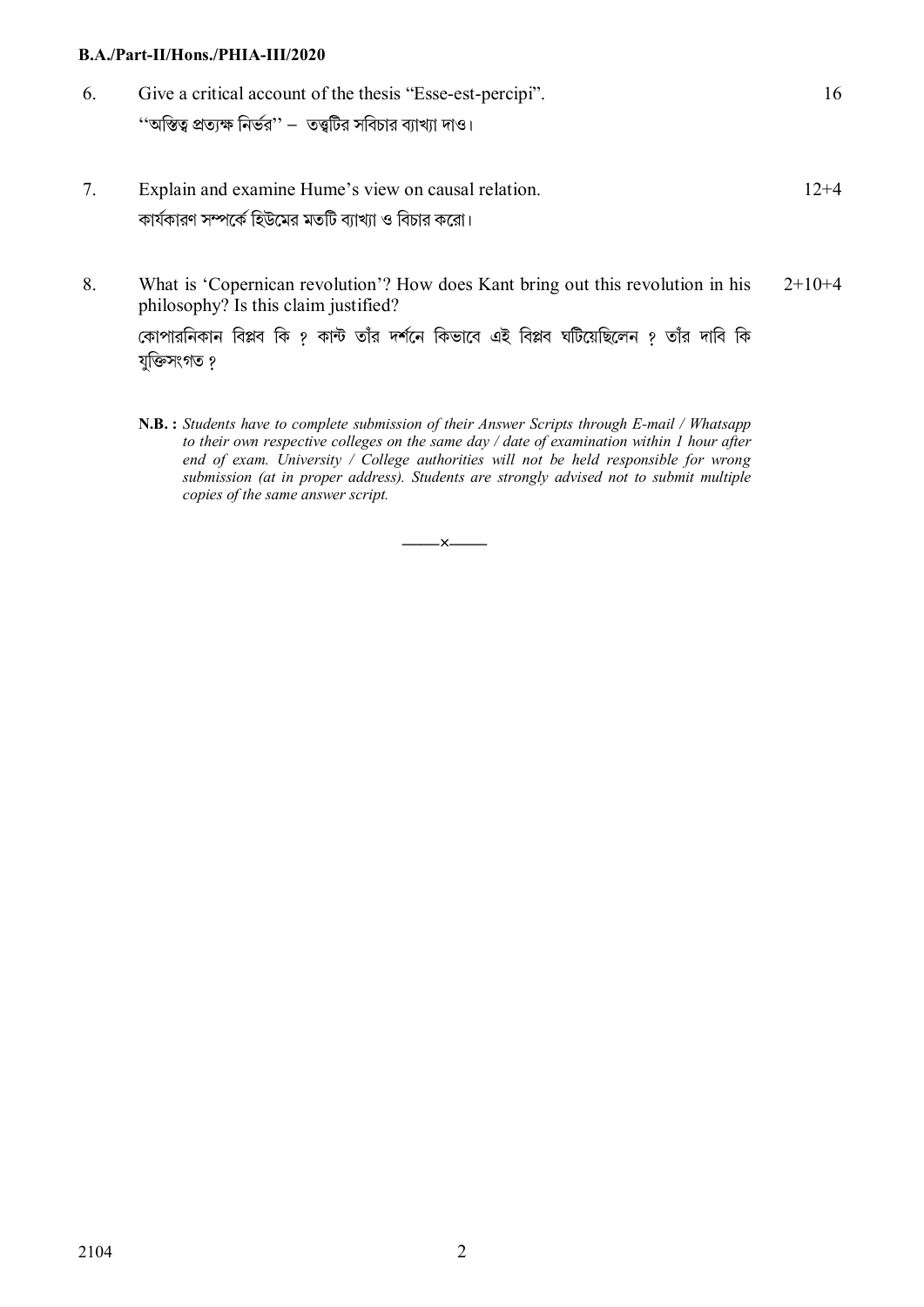6. Give a critical account of the thesis "Esse-est-percipi". 16

''অস্তিত্ব প্রত্যক্ষ নির্ভর'' – তত্ত্বটির সবিচার ব্যাখ্যা দাও।

7. Explain and examine Hume's view on causal relation. 12+4

কার্যকারণ সম্পর্কে হিউমের মতটি ব্যাখ্যা ও বিচার করো।

8. What is 'Copernican revolution'? How does Kant bring out this revolution in his philosophy? Is this claim justified? 2+10+4

কোপারনিকান বিপ্লব কি ? কান্ট তাঁর দর্শনে কিভাবে এই বিপ্লব ঘটিয়েছিলেন ? তাঁর দাবি কি যুক্তিসংগত ?

**N.B. :** *Students have to complete submission of their Answer Scripts through E-mail / Whatsapp to their own respective colleges on the same day / date of examination within 1 hour after end of exam. University / College authorities will not be held responsible for wrong submission (at in proper address). Students are strongly advised not to submit multiple copies of the same answer script.*

——×——